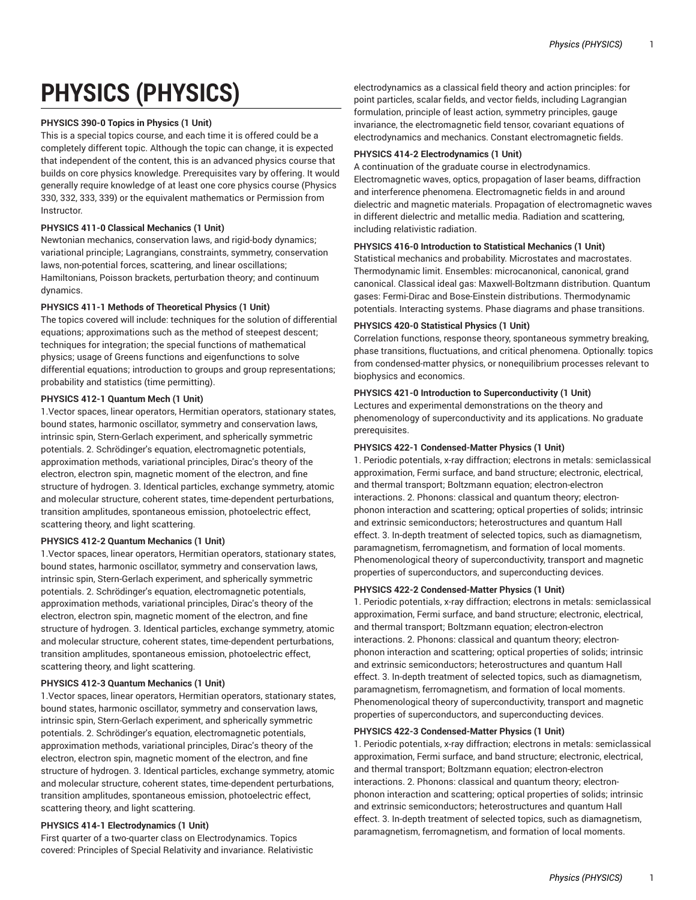# PHYSICS (PHYSICS)

**PHYSICS 390-0 Topics in Physics (1 Unit)**

This is a special topics course, and each time it is offered could be a completely different topic. Although the topic can change, it is expected that independent of the content, this is an advanced physics course that builds on core physics knowledge. Prerequisites vary by offering. It would generally require knowledge of at least one core physics course (Physics 330, 332, 333, 339) or the equivalent mathematics or Permission from Instructor.

**PHYSICS 411-0 Classical Mechanics (1 Unit)**

Newtonian mechanics, conservation laws, and rigid-body dynamics; variational principle; Lagrangians, constraints, symmetry, conservation laws, non-potential forces, scattering, and linear oscillations; Hamiltonians, Poisson brackets, perturbation theory; and continuum dynamics.

**PHYSICS 411-1 Methods of Theoretical Physics (1 Unit)**

The topics covered will include: techniques for the solution of differential equations; approximations such as the method of steepest descent; techniques for integration; the special functions of mathematical physics; usage of Greens functions and eigenfunctions to solve differential equations; introduction to groups and group representations; probability and statistics (time permitting).

**PHYSICS 412-1 Quantum Mech (1 Unit)**

1.Vector spaces, linear operators, Hermitian operators, stationary states, bound states, harmonic oscillator, symmetry and conservation laws, intrinsic spin, Stern-Gerlach experiment, and spherically symmetric potentials. 2. Schrödinger's equation, electromagnetic potentials, approximation methods, variational principles, Dirac's theory of the electron, electron spin, magnetic moment of the electron, and fine structure of hydrogen. 3. Identical particles, exchange symmetry, atomic and molecular structure, coherent states, time-dependent perturbations, transition amplitudes, spontaneous emission, photoelectric effect, scattering theory, and light scattering.

**PHYSICS 412-2 Quantum Mechanics (1 Unit)**

1.Vector spaces, linear operators, Hermitian operators, stationary states, bound states, harmonic oscillator, symmetry and conservation laws, intrinsic spin, Stern-Gerlach experiment, and spherically symmetric potentials. 2. Schrödinger's equation, electromagnetic potentials, approximation methods, variational principles, Dirac's theory of the electron, electron spin, magnetic moment of the electron, and fine structure of hydrogen. 3. Identical particles, exchange symmetry, atomic and molecular structure, coherent states, time-dependent perturbations, transition amplitudes, spontaneous emission, photoelectric effect, scattering theory, and light scattering.

**PHYSICS 412-3 Quantum Mechanics (1 Unit)**

1.Vector spaces, linear operators, Hermitian operators, stationary states, bound states, harmonic oscillator, symmetry and conservation laws, intrinsic spin, Stern-Gerlach experiment, and spherically symmetric potentials. 2. Schrödinger's equation, electromagnetic potentials, approximation methods, variational principles, Dirac's theory of the electron, electron spin, magnetic moment of the electron, and fine structure of hydrogen. 3. Identical particles, exchange symmetry, atomic and molecular structure, coherent states, time-dependent perturbations, transition amplitudes, spontaneous emission, photoelectric effect, scattering theory, and light scattering.

**PHYSICS 414-1 Electrodynamics (1 Unit)**

First quarter of a two-quarter class on Electrodynamics. Topics covered: Principles of Special Relativity and invariance. Relativistic electrodynamics as a classical field theory and action principles: for point particles, scalar fields, and vector fields, including Lagrangian formulation, principle of least action, symmetry principles, gauge invariance, the electromagnetic field tensor, covariant equations of electrodynamics and mechanics. Constant electromagnetic fields.

**PHYSICS 414-2 Electrodynamics (1 Unit)**

A continuation of the graduate course in electrodynamics. Electromagnetic waves, optics, propagation of laser beams, diffraction and interference phenomena. Electromagnetic fields in and around dielectric and magnetic materials. Propagation of electromagnetic waves in different dielectric and metallic media. Radiation and scattering, including relativistic radiation.

**PHYSICS 416-0 Introduction to Statistical Mechanics (1 Unit)**

Statistical mechanics and probability. Microstates and macrostates. Thermodynamic limit. Ensembles: microcanonical, canonical, grand canonical. Classical ideal gas: Maxwell-Boltzmann distribution. Quantum gases: Fermi-Dirac and Bose-Einstein distributions. Thermodynamic potentials. Interacting systems. Phase diagrams and phase transitions.

**PHYSICS 420-0 Statistical Physics (1 Unit)**

Correlation functions, response theory, spontaneous symmetry breaking, phase transitions, fluctuations, and critical phenomena. Optionally: topics from condensed-matter physics, or nonequilibrium processes relevant to biophysics and economics.

**PHYSICS 421-0 Introduction to Superconductivity (1 Unit)**

Lectures and experimental demonstrations on the theory and phenomenology of superconductivity and its applications. No graduate prerequisites.

**PHYSICS 422-1 Condensed-Matter Physics (1 Unit)**

1. Periodic potentials, x-ray diffraction; electrons in metals: semiclassical approximation, Fermi surface, and band structure; electronic, electrical, and thermal transport; Boltzmann equation; electron-electron interactions. 2. Phonons: classical and quantum theory; electron-phonon interaction and scattering; optical properties of solids; intrinsic and extrinsic semiconductors; heterostructures and quantum Hall effect. 3. In-depth treatment of selected topics, such as diamagnetism, paramagnetism, ferromagnetism, and formation of local moments. Phenomenological theory of superconductivity, transport and magnetic properties of superconductors, and superconducting devices.

**PHYSICS 422-2 Condensed-Matter Physics (1 Unit)**

1. Periodic potentials, x-ray diffraction; electrons in metals: semiclassical approximation, Fermi surface, and band structure; electronic, electrical, and thermal transport; Boltzmann equation; electron-electron interactions. 2. Phonons: classical and quantum theory; electron-phonon interaction and scattering; optical properties of solids; intrinsic and extrinsic semiconductors; heterostructures and quantum Hall effect. 3. In-depth treatment of selected topics, such as diamagnetism, paramagnetism, ferromagnetism, and formation of local moments. Phenomenological theory of superconductivity, transport and magnetic properties of superconductors, and superconducting devices.

**PHYSICS 422-3 Condensed-Matter Physics (1 Unit)**

1. Periodic potentials, x-ray diffraction; electrons in metals: semiclassical approximation, Fermi surface, and band structure; electronic, electrical, and thermal transport; Boltzmann equation; electron-electron interactions. 2. Phonons: classical and quantum theory; electron-phonon interaction and scattering; optical properties of solids; intrinsic and extrinsic semiconductors; heterostructures and quantum Hall effect. 3. In-depth treatment of selected topics, such as diamagnetism, paramagnetism, ferromagnetism, and formation of local moments.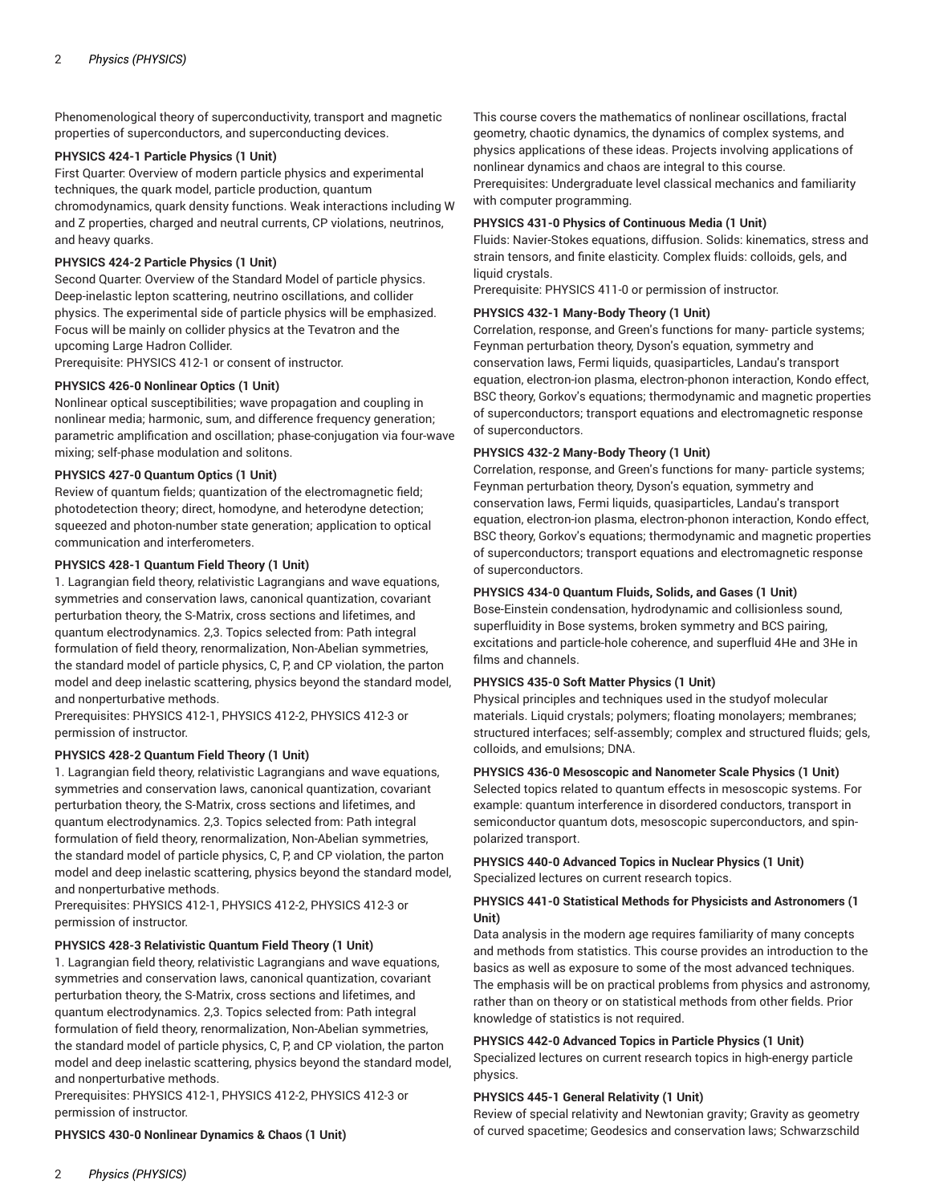Phenomenological theory of superconductivity, transport and magnetic properties of superconductors, and superconducting devices.

**PHYSICS 424-1 Particle Physics (1 Unit)**
First Quarter: Overview of modern particle physics and experimental techniques, the quark model, particle production, quantum chromodynamics, quark density functions. Weak interactions including W and Z properties, charged and neutral currents, CP violations, neutrinos, and heavy quarks.

**PHYSICS 424-2 Particle Physics (1 Unit)**
Second Quarter: Overview of the Standard Model of particle physics. Deep-inelastic lepton scattering, neutrino oscillations, and collider physics. The experimental side of particle physics will be emphasized. Focus will be mainly on collider physics at the Tevatron and the upcoming Large Hadron Collider.
Prerequisite: PHYSICS 412-1 or consent of instructor.

**PHYSICS 426-0 Nonlinear Optics (1 Unit)**
Nonlinear optical susceptibilities; wave propagation and coupling in nonlinear media; harmonic, sum, and difference frequency generation; parametric amplification and oscillation; phase-conjugation via four-wave mixing; self-phase modulation and solitons.

**PHYSICS 427-0 Quantum Optics (1 Unit)**
Review of quantum fields; quantization of the electromagnetic field; photodetection theory; direct, homodyne, and heterodyne detection; squeezed and photon-number state generation; application to optical communication and interferometers.

**PHYSICS 428-1 Quantum Field Theory (1 Unit)**
1. Lagrangian field theory, relativistic Lagrangians and wave equations, symmetries and conservation laws, canonical quantization, covariant perturbation theory, the S-Matrix, cross sections and lifetimes, and quantum electrodynamics. 2,3. Topics selected from: Path integral formulation of field theory, renormalization, Non-Abelian symmetries, the standard model of particle physics, C, P, and CP violation, the parton model and deep inelastic scattering, physics beyond the standard model, and nonperturbative methods.
Prerequisites: PHYSICS 412-1, PHYSICS 412-2, PHYSICS 412-3 or permission of instructor.

**PHYSICS 428-2 Quantum Field Theory (1 Unit)**
1. Lagrangian field theory, relativistic Lagrangians and wave equations, symmetries and conservation laws, canonical quantization, covariant perturbation theory, the S-Matrix, cross sections and lifetimes, and quantum electrodynamics. 2,3. Topics selected from: Path integral formulation of field theory, renormalization, Non-Abelian symmetries, the standard model of particle physics, C, P, and CP violation, the parton model and deep inelastic scattering, physics beyond the standard model, and nonperturbative methods.
Prerequisites: PHYSICS 412-1, PHYSICS 412-2, PHYSICS 412-3 or permission of instructor.

**PHYSICS 428-3 Relativistic Quantum Field Theory (1 Unit)**
1. Lagrangian field theory, relativistic Lagrangians and wave equations, symmetries and conservation laws, canonical quantization, covariant perturbation theory, the S-Matrix, cross sections and lifetimes, and quantum electrodynamics. 2,3. Topics selected from: Path integral formulation of field theory, renormalization, Non-Abelian symmetries, the standard model of particle physics, C, P, and CP violation, the parton model and deep inelastic scattering, physics beyond the standard model, and nonperturbative methods.
Prerequisites: PHYSICS 412-1, PHYSICS 412-2, PHYSICS 412-3 or permission of instructor.

**PHYSICS 430-0 Nonlinear Dynamics & Chaos (1 Unit)**
This course covers the mathematics of nonlinear oscillations, fractal geometry, chaotic dynamics, the dynamics of complex systems, and physics applications of these ideas. Projects involving applications of nonlinear dynamics and chaos are integral to this course.
Prerequisites: Undergraduate level classical mechanics and familiarity with computer programming.

**PHYSICS 431-0 Physics of Continuous Media (1 Unit)**
Fluids: Navier-Stokes equations, diffusion. Solids: kinematics, stress and strain tensors, and finite elasticity. Complex fluids: colloids, gels, and liquid crystals.
Prerequisite: PHYSICS 411-0 or permission of instructor.

**PHYSICS 432-1 Many-Body Theory (1 Unit)**
Correlation, response, and Green's functions for many- particle systems; Feynman perturbation theory, Dyson's equation, symmetry and conservation laws, Fermi liquids, quasiparticles, Landau's transport equation, electron-ion plasma, electron-phonon interaction, Kondo effect, BSC theory, Gorkov's equations; thermodynamic and magnetic properties of superconductors; transport equations and electromagnetic response of superconductors.

**PHYSICS 432-2 Many-Body Theory (1 Unit)**
Correlation, response, and Green's functions for many- particle systems; Feynman perturbation theory, Dyson's equation, symmetry and conservation laws, Fermi liquids, quasiparticles, Landau's transport equation, electron-ion plasma, electron-phonon interaction, Kondo effect, BSC theory, Gorkov's equations; thermodynamic and magnetic properties of superconductors; transport equations and electromagnetic response of superconductors.

**PHYSICS 434-0 Quantum Fluids, Solids, and Gases (1 Unit)**
Bose-Einstein condensation, hydrodynamic and collisionless sound, superfluidity in Bose systems, broken symmetry and BCS pairing, excitations and particle-hole coherence, and superfluid 4He and 3He in films and channels.

**PHYSICS 435-0 Soft Matter Physics (1 Unit)**
Physical principles and techniques used in the studyof molecular materials. Liquid crystals; polymers; floating monolayers; membranes; structured interfaces; self-assembly; complex and structured fluids; gels, colloids, and emulsions; DNA.

**PHYSICS 436-0 Mesoscopic and Nanometer Scale Physics (1 Unit)**
Selected topics related to quantum effects in mesoscopic systems. For example: quantum interference in disordered conductors, transport in semiconductor quantum dots, mesoscopic superconductors, and spin-polarized transport.

**PHYSICS 440-0 Advanced Topics in Nuclear Physics (1 Unit)**
Specialized lectures on current research topics.

**PHYSICS 441-0 Statistical Methods for Physicists and Astronomers (1 Unit)**
Data analysis in the modern age requires familiarity of many concepts and methods from statistics. This course provides an introduction to the basics as well as exposure to some of the most advanced techniques. The emphasis will be on practical problems from physics and astronomy, rather than on theory or on statistical methods from other fields. Prior knowledge of statistics is not required.

**PHYSICS 442-0 Advanced Topics in Particle Physics (1 Unit)**
Specialized lectures on current research topics in high-energy particle physics.

**PHYSICS 445-1 General Relativity (1 Unit)**
Review of special relativity and Newtonian gravity; Gravity as geometry of curved spacetime; Geodesics and conservation laws; Schwarzschild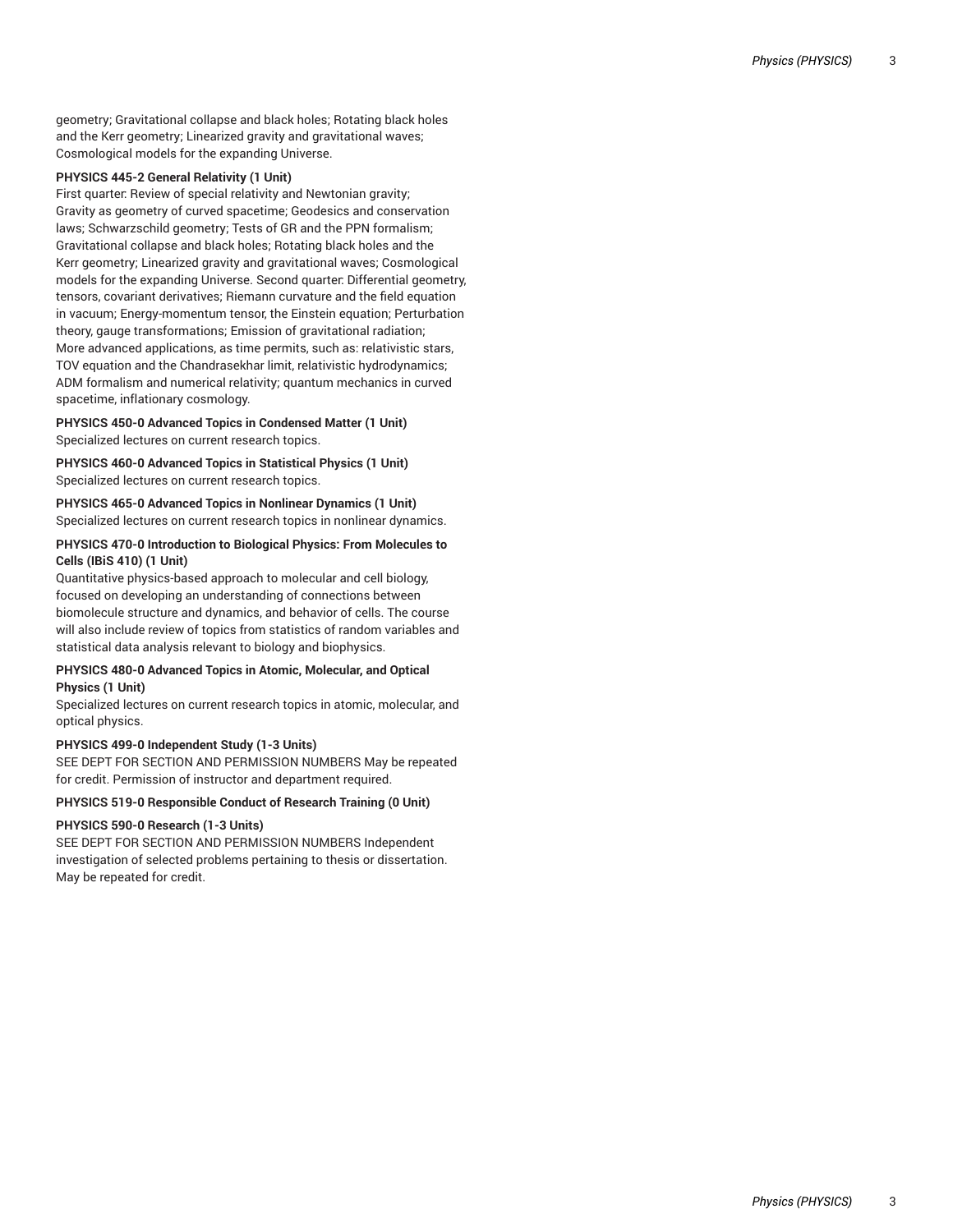geometry; Gravitational collapse and black holes; Rotating black holes and the Kerr geometry; Linearized gravity and gravitational waves; Cosmological models for the expanding Universe.

**PHYSICS 445-2 General Relativity (1 Unit)**
First quarter: Review of special relativity and Newtonian gravity; Gravity as geometry of curved spacetime; Geodesics and conservation laws; Schwarzschild geometry; Tests of GR and the PPN formalism; Gravitational collapse and black holes; Rotating black holes and the Kerr geometry; Linearized gravity and gravitational waves; Cosmological models for the expanding Universe. Second quarter: Differential geometry, tensors, covariant derivatives; Riemann curvature and the field equation in vacuum; Energy-momentum tensor, the Einstein equation; Perturbation theory, gauge transformations; Emission of gravitational radiation; More advanced applications, as time permits, such as: relativistic stars, TOV equation and the Chandrasekhar limit, relativistic hydrodynamics; ADM formalism and numerical relativity; quantum mechanics in curved spacetime, inflationary cosmology.

**PHYSICS 450-0 Advanced Topics in Condensed Matter (1 Unit)**
Specialized lectures on current research topics.

**PHYSICS 460-0 Advanced Topics in Statistical Physics (1 Unit)**
Specialized lectures on current research topics.

**PHYSICS 465-0 Advanced Topics in Nonlinear Dynamics (1 Unit)**
Specialized lectures on current research topics in nonlinear dynamics.

**PHYSICS 470-0 Introduction to Biological Physics: From Molecules to Cells (IBiS 410) (1 Unit)**
Quantitative physics-based approach to molecular and cell biology, focused on developing an understanding of connections between biomolecule structure and dynamics, and behavior of cells. The course will also include review of topics from statistics of random variables and statistical data analysis relevant to biology and biophysics.

**PHYSICS 480-0 Advanced Topics in Atomic, Molecular, and Optical Physics (1 Unit)**
Specialized lectures on current research topics in atomic, molecular, and optical physics.

**PHYSICS 499-0 Independent Study (1-3 Units)**
SEE DEPT FOR SECTION AND PERMISSION NUMBERS May be repeated for credit. Permission of instructor and department required.

**PHYSICS 519-0 Responsible Conduct of Research Training (0 Unit)**

**PHYSICS 590-0 Research (1-3 Units)**
SEE DEPT FOR SECTION AND PERMISSION NUMBERS Independent investigation of selected problems pertaining to thesis or dissertation. May be repeated for credit.